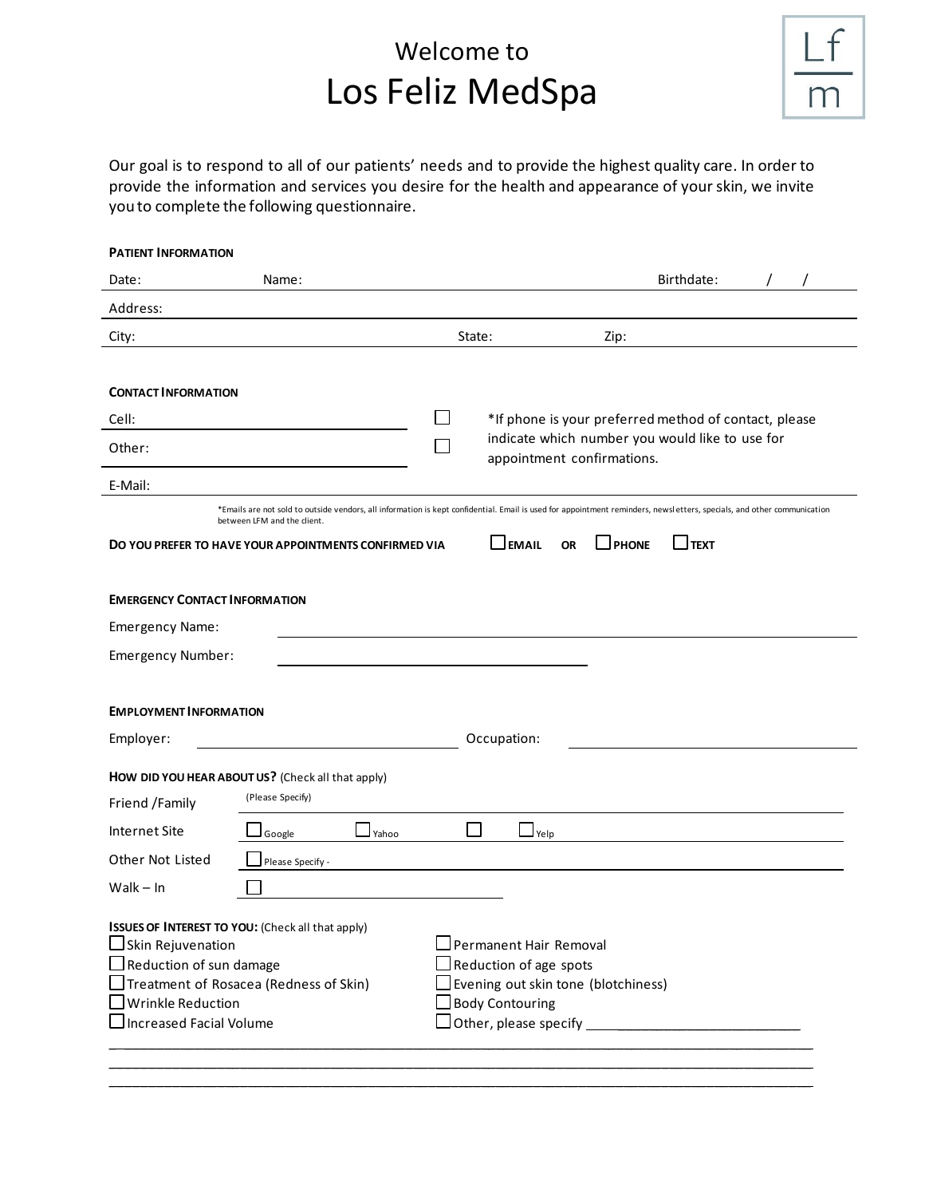# Welcome to
# Los Feliz MedSpa

Lf
m

Our goal is to respond to all of our patients' needs and to provide the highest quality care. In order to provide the information and services you desire for the health and appearance of your skin, we invite you to complete the following questionnaire.

**PATIENT INFORMATION**

Date: Name: Birthdate: / /

Address:

City: State: Zip:

**CONTACT INFORMATION**

Cell: ☐

Other: ☐

*If phone is your preferred method of contact, please indicate which number you would like to use for appointment confirmations.

E-Mail:

*Emails are not sold to outside vendors, all information is kept confidential. Email is used for appointment reminders, newsletters, specials, and other communication between LFM and the client.

**DO YOU PREFER TO HAVE YOUR APPOINTMENTS CONFIRMED VIA** ☐ **EMAIL** **OR** ☐ **PHONE** ☐ **TEXT**

**EMERGENCY CONTACT INFORMATION**

Emergency Name:

Emergency Number:

**EMPLOYMENT INFORMATION**

Employer: Occupation:

**HOW DID YOU HEAR ABOUT US?** (Check all that apply)

Friend /Family (Please Specify)

Internet Site ☐ Google ☐ Yahoo ☐ ☐ Yelp

Other Not Listed ☐ Please Specify -

Walk – In ☐

**ISSUES OF INTEREST TO YOU:** (Check all that apply)

☐ Skin Rejuvenation

☐ Reduction of sun damage

☐ Treatment of Rosacea (Redness of Skin)

☐ Wrinkle Reduction

☐ Increased Facial Volume

☐ Permanent Hair Removal

☐ Reduction of age spots

☐ Evening out skin tone (blotchiness)

☐ Body Contouring

☐ Other, please specify ___________________________

_______________________________________________________________________________________

_______________________________________________________________________________________

_______________________________________________________________________________________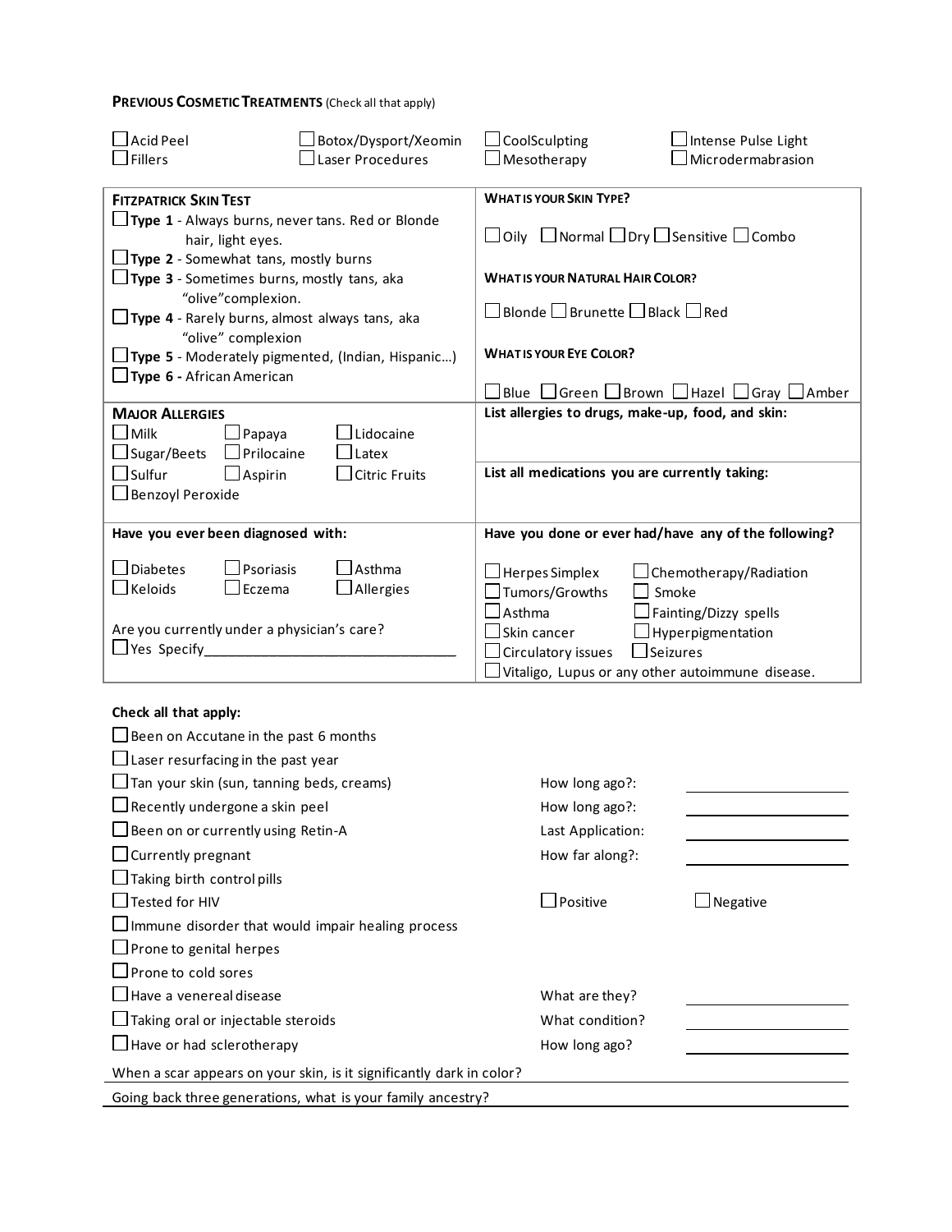**Previous Cosmetic Treatments** (Check all that apply)

☐ Acid Peel
☐ Fillers
☐ Botox/Dysport/Xeomin
☐ Laser Procedures
☐ CoolSculpting
☐ Mesotherapy
☐ Intense Pulse Light
☐ Microdermabrasion

**Fitzpatrick Skin Test**

☐ **Type 1** - Always burns, never tans. Red or Blonde hair, light eyes.
☐ **Type 2** - Somewhat tans, mostly burns
☐ **Type 3** - Sometimes burns, mostly tans, aka "olive"complexion.
☐ **Type 4** - Rarely burns, almost always tans, aka "olive" complexion
☐ **Type 5** - Moderately pigmented, (Indian, Hispanic…)
☐ **Type 6 -** African American

**What is your Skin Type?**

☐ Oily ☐ Normal ☐ Dry ☐ Sensitive ☐ Combo

**What is your Natural Hair Color?**

☐ Blonde ☐ Brunette ☐ Black ☐ Red

**What is your Eye Color?**

☐ Blue ☐ Green ☐ Brown ☐ Hazel ☐ Gray ☐ Amber

**Major Allergies**

☐ Milk ☐ Papaya ☐ Lidocaine
☐ Sugar/Beets ☐ Prilocaine ☐ Latex
☐ Sulfur ☐ Aspirin ☐ Citric Fruits
☐ Benzoyl Peroxide

**List allergies to drugs, make-up, food, and skin:**

**List all medications you are currently taking:**

**Have you ever been diagnosed with:**

☐ Diabetes ☐ Psoriasis ☐ Asthma
☐ Keloids ☐ Eczema ☐ Allergies

Are you currently under a physician's care?
☐ Yes Specify________________________________

**Have you done or ever had/have any of the following?**

☐ Herpes Simplex ☐ Chemotherapy/Radiation
☐ Tumors/Growths ☐ Smoke
☐ Asthma ☐ Fainting/Dizzy spells
☐ Skin cancer ☐ Hyperpigmentation
☐ Circulatory issues ☐ Seizures
☐ Vitaligo, Lupus or any other autoimmune disease.

**Check all that apply:**

☐ Been on Accutane in the past 6 months
☐ Laser resurfacing in the past year
☐ Tan your skin (sun, tanning beds, creams) How long ago?: ______________
☐ Recently undergone a skin peel How long ago?: ______________
☐ Been on or currently using Retin-A Last Application: ______________
☐ Currently pregnant How far along?: ______________
☐ Taking birth control pills
☐ Tested for HIV ☐ Positive ☐ Negative
☐ Immune disorder that would impair healing process
☐ Prone to genital herpes
☐ Prone to cold sores
☐ Have a venereal disease What are they? ______________
☐ Taking oral or injectable steroids What condition? ______________
☐ Have or had sclerotherapy How long ago? ______________

When a scar appears on your skin, is it significantly dark in color? ______________

Going back three generations, what is your family ancestry? ______________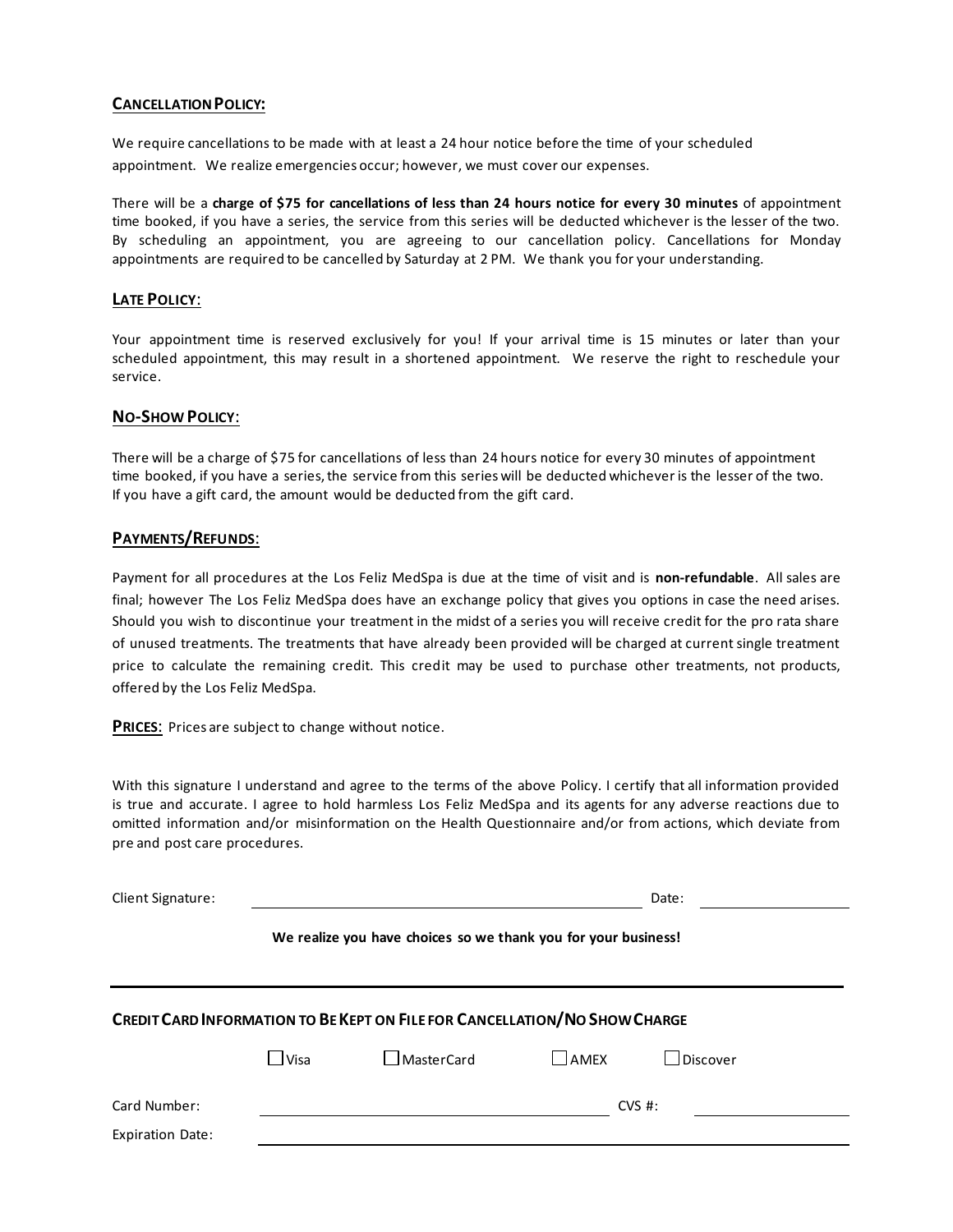## CANCELLATION POLICY:

We require cancellations to be made with at least a 24 hour notice before the time of your scheduled appointment. We realize emergencies occur; however, we must cover our expenses.

There will be a **charge of $75 for cancellations of less than 24 hours notice for every 30 minutes** of appointment time booked, if you have a series, the service from this series will be deducted whichever is the lesser of the two. By scheduling an appointment, you are agreeing to our cancellation policy. Cancellations for Monday appointments are required to be cancelled by Saturday at 2 PM. We thank you for your understanding.

## LATE POLICY:

Your appointment time is reserved exclusively for you! If your arrival time is 15 minutes or later than your scheduled appointment, this may result in a shortened appointment. We reserve the right to reschedule your service.

## NO-SHOW POLICY:

There will be a charge of $75 for cancellations of less than 24 hours notice for every 30 minutes of appointment time booked, if you have a series, the service from this series will be deducted whichever is the lesser of the two. If you have a gift card, the amount would be deducted from the gift card.

## PAYMENTS/REFUNDS:

Payment for all procedures at the Los Feliz MedSpa is due at the time of visit and is **non-refundable**. All sales are final; however The Los Feliz MedSpa does have an exchange policy that gives you options in case the need arises. Should you wish to discontinue your treatment in the midst of a series you will receive credit for the pro rata share of unused treatments. The treatments that have already been provided will be charged at current single treatment price to calculate the remaining credit. This credit may be used to purchase other treatments, not products, offered by the Los Feliz MedSpa.

**PRICES:** Prices are subject to change without notice.

With this signature I understand and agree to the terms of the above Policy. I certify that all information provided is true and accurate. I agree to hold harmless Los Feliz MedSpa and its agents for any adverse reactions due to omitted information and/or misinformation on the Health Questionnaire and/or from actions, which deviate from pre and post care procedures.

Client Signature: ______________________________ Date: ______________

**We realize you have choices so we thank you for your business!**

---

## CREDIT CARD INFORMATION TO BE KEPT ON FILE FOR CANCELLATION/NO SHOW CHARGE

☐ Visa ☐ MasterCard ☐ AMEX ☐ Discover

Card Number: ______________________________ CVS #: ______________

Expiration Date: ______________________________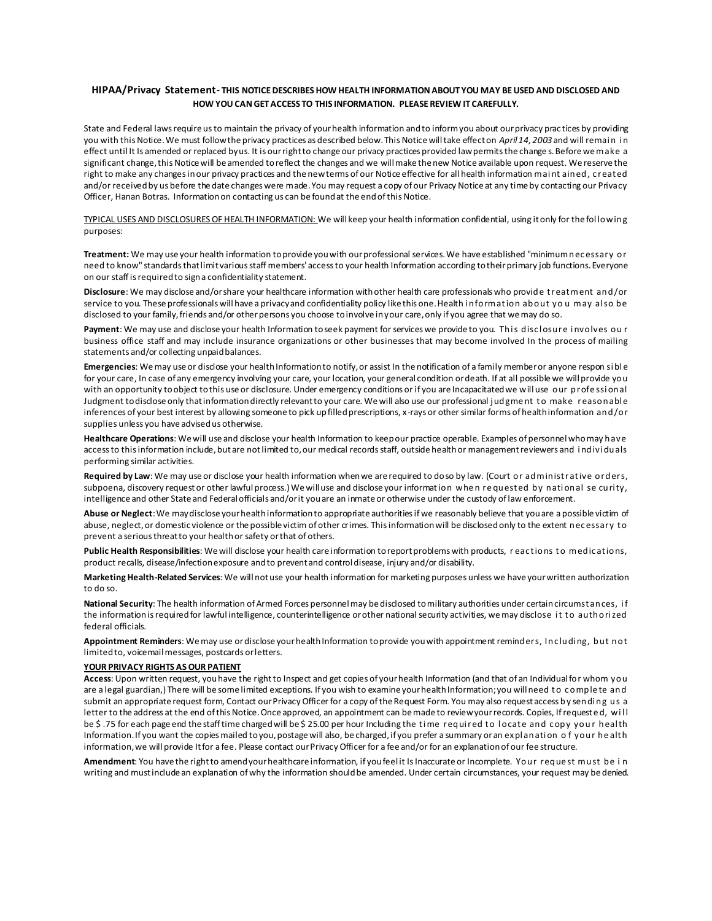## HIPAA/Privacy Statement- THIS NOTICE DESCRIBES HOW HEALTH INFORMATION ABOUT YOU MAY BE USED AND DISCLOSED AND HOW YOU CAN GET ACCESS TO THIS INFORMATION. PLEASE REVIEW IT CAREFULLY.

State and Federal laws require us to maintain the privacy of your health information and to inform you about our privacy practices by providing you with this Notice. We must follow the privacy practices as described below. This Notice will take effect on *April 14, 2003* and will remain in effect until It Is amended or replaced by us. It is our right to change our privacy practices provided law permits the changes. Before we make a significant change, this Notice will be amended to reflect the changes and we will make the new Notice available upon request. We reserve the right to make any changes in our privacy practices and the new terms of our Notice effective for all health information maintained, created and/or received by us before the date changes were made. You may request a copy of our Privacy Notice at any time by contacting our Privacy Officer, Hanan Botras. Information on contacting us can be found at the end of this Notice.

TYPICAL USES AND DISCLOSURES OF HEALTH INFORMATION: We will keep your health information confidential, using it only for the following purposes:

**Treatment:** We may use your health information to provide you with our professional services. We have established "minimum necessary or need to know" standards that limit various staff members' access to your health Information according to their primary job functions. Everyone on our staff is required to sign a confidentiality statement.

**Disclosure**: We may disclose and/or share your healthcare information with other health care professionals who provide treatment and/or service to you. These professionals will have a privacy and confidentiality policy like this one. Health information about you may also be disclosed to your family, friends and/or other persons you choose to involve in your care, only if you agree that we may do so.

**Payment**: We may use and disclose your health Information to seek payment for services we provide to you. This disclosure involves our business office staff and may include insurance organizations or other businesses that may become involved In the process of mailing statements and/or collecting unpaid balances.

**Emergencies**: We may use or disclose your health Information to notify, or assist In the notification of a family member or anyone responsible for your care, In case of any emergency involving your care, your location, your general condition or death. If at all possible we will provide you with an opportunity to object to this use or disclosure. Under emergency conditions or if you are Incapacitated we will use our professional Judgment to disclose only that information directly relevant to your care. We will also use our professional judgment to make reasonable inferences of your best interest by allowing someone to pick up filled prescriptions, x-rays or other similar forms of health information and/or supplies unless you have advised us otherwise.

**Healthcare Operations**: We will use and disclose your health Information to keep our practice operable. Examples of personnel who may have access to this information include, but are not limited to, our medical records staff, outside health or management reviewers and individuals performing similar activities.

**Required by Law**: We may use or disclose your health information when we are required to do so by law. (Court or administrative orders, subpoena, discovery request or other lawful process.) We will use and disclose your information when requested by national security, intelligence and other State and Federal officials and/or it you are an inmate or otherwise under the custody of law enforcement.

**Abuse or Neglect**: We may disclose your health information to appropriate authorities if we reasonably believe that you are a possible victim of abuse, neglect, or domestic violence or the possible victim of other crimes. This information will be disclosed only to the extent necessary to prevent a serious threat to your health or safety or that of others.

**Public Health Responsibilities**: We will disclose your health care information to report problems with products, reactions to medications, product recalls, disease/infection exposure and to prevent and control disease, injury and/or disability.

**Marketing Health-Related Services**: We will not use your health information for marketing purposes unless we have your written authorization to do so.

**National Security**: The health information of Armed Forces personnel may be disclosed to military authorities under certain circumstances, if the information is required for lawful intelligence, counterintelligence or other national security activities, we may disclose it to authorized federal officials.

**Appointment Reminders**: We may use or disclose your health Information to provide you with appointment reminders, Including, but not limited to, voicemail messages, postcards or letters.

**YOUR PRIVACY RIGHTS AS OUR PATIENT**

**Access**: Upon written request, you have the right to Inspect and get copies of your health Information (and that of an Individual for whom you are a legal guardian,) There will be some limited exceptions. If you wish to examine your health Information; you will need to complete and submit an appropriate request form, Contact our Privacy Officer for a copy of the Request Form. You may also request access by sending us a letter to the address at the end of this Notice. Once approved, an appointment can be made to review your records. Copies, If requested, will be $ .75 for each page end the staff time charged will be $ 25.00 per hour Including the time required to locate and copy your health Information. If you want the copies mailed to you, postage will also, be charged, if you prefer a summary or an explanation of your health information, we will provide It for a fee. Please contact our Privacy Officer for a fee and/or for an explanation of our fee structure.

**Amendment**: You have the right to amend your healthcare information, if you feel it Is Inaccurate or Incomplete. Your request must be in writing and must include an explanation of why the information should be amended. Under certain circumstances, your request may be denied.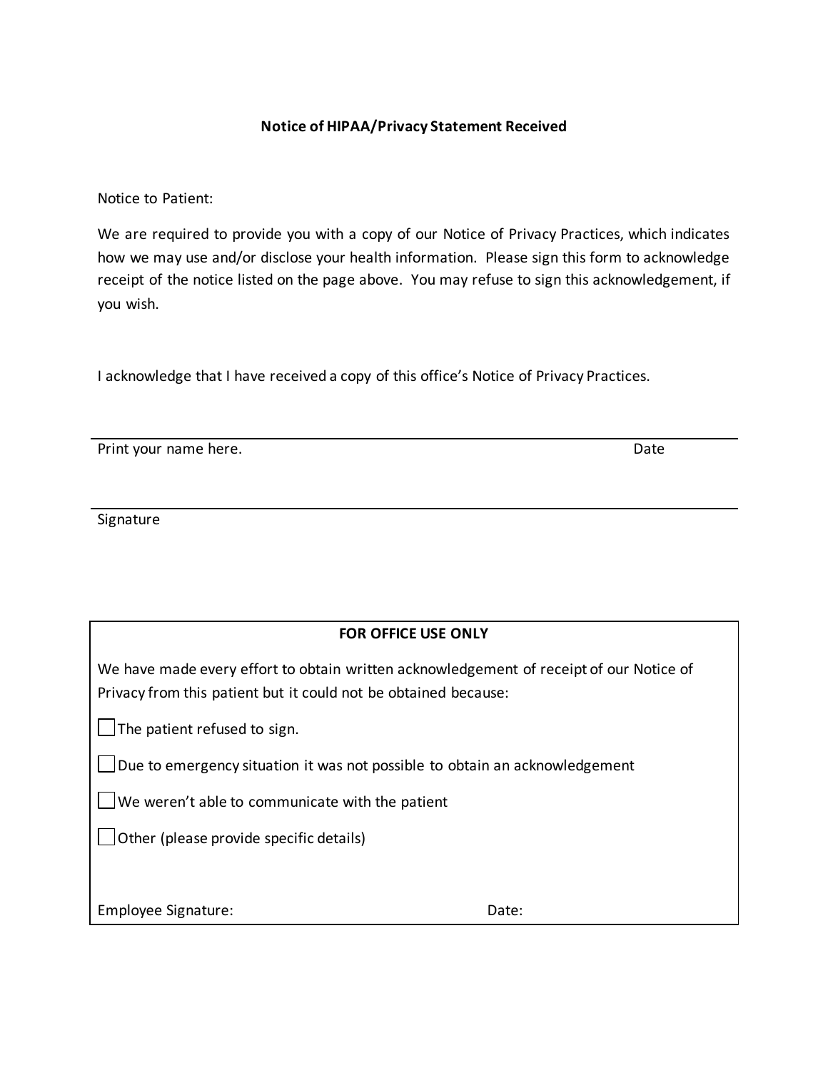**Notice of HIPAA/Privacy Statement Received**

Notice to Patient:

We are required to provide you with a copy of our Notice of Privacy Practices, which indicates how we may use and/or disclose your health information. Please sign this form to acknowledge receipt of the notice listed on the page above. You may refuse to sign this acknowledgement, if you wish.

I acknowledge that I have received a copy of this office's Notice of Privacy Practices.

______________________________________________________________________

Print your name here. Date

______________________________________________________________________

Signature

---

**FOR OFFICE USE ONLY**

We have made every effort to obtain written acknowledgement of receipt of our Notice of Privacy from this patient but it could not be obtained because:

- ☐ The patient refused to sign.
- ☐ Due to emergency situation it was not possible to obtain an acknowledgement
- ☐ We weren't able to communicate with the patient
- ☐ Other (please provide specific details)

Employee Signature: Date: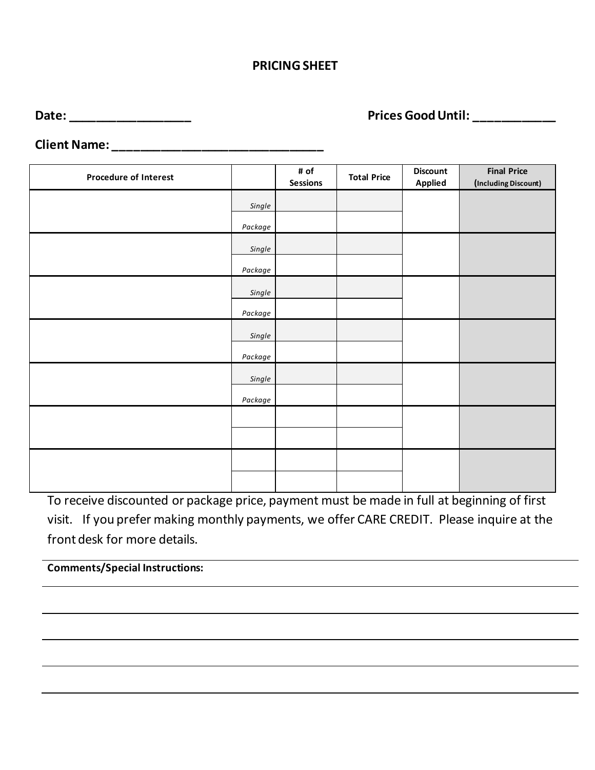# PRICING SHEET

**Date: _________________** **Prices Good Until: ___________**

**Client Name: ______________________________**

| Procedure of Interest | | # of Sessions | Total Price | Discount Applied | Final Price (Including Discount) |
|---|---|---|---|---|---|
| | *Single* | | | | |
| | *Package* | | | | |
| | *Single* | | | | |
| | *Package* | | | | |
| | *Single* | | | | |
| | *Package* | | | | |
| | *Single* | | | | |
| | *Package* | | | | |
| | *Single* | | | | |
| | *Package* | | | | |
| | | | | | |
| | | | | | |
| | | | | | |
| | | | | | |

To receive discounted or package price, payment must be made in full at beginning of first visit. If you prefer making monthly payments, we offer CARE CREDIT. Please inquire at the front desk for more details.

**Comments/Special Instructions:**